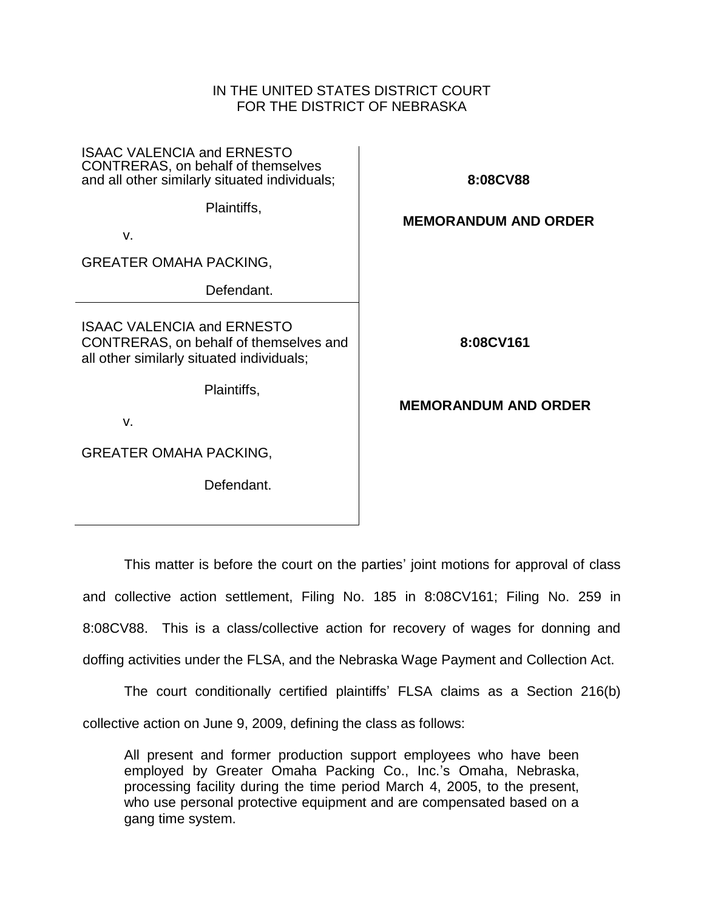IN THE UNITED STATES DISTRICT COURT
FOR THE DISTRICT OF NEBRASKA

| | |
|---|---|
| ISAAC VALENCIA and ERNESTO CONTRERAS, on behalf of themselves and all other similarly situated individuals;<br><br>Plaintiffs,<br><br>v.<br><br>GREATER OMAHA PACKING,<br><br>Defendant. | **8:08CV88**<br><br>**MEMORANDUM AND ORDER** |
| ISAAC VALENCIA and ERNESTO CONTRERAS, on behalf of themselves and all other similarly situated individuals;<br><br>Plaintiffs,<br><br>v.<br><br>GREATER OMAHA PACKING,<br><br>Defendant. | **8:08CV161**<br><br>**MEMORANDUM AND ORDER** |

This matter is before the court on the parties' joint motions for approval of class and collective action settlement, Filing No. 185 in 8:08CV161; Filing No. 259 in 8:08CV88. This is a class/collective action for recovery of wages for donning and doffing activities under the FLSA, and the Nebraska Wage Payment and Collection Act.

The court conditionally certified plaintiffs' FLSA claims as a Section 216(b) collective action on June 9, 2009, defining the class as follows:

> All present and former production support employees who have been employed by Greater Omaha Packing Co., Inc.'s Omaha, Nebraska, processing facility during the time period March 4, 2005, to the present, who use personal protective equipment and are compensated based on a gang time system.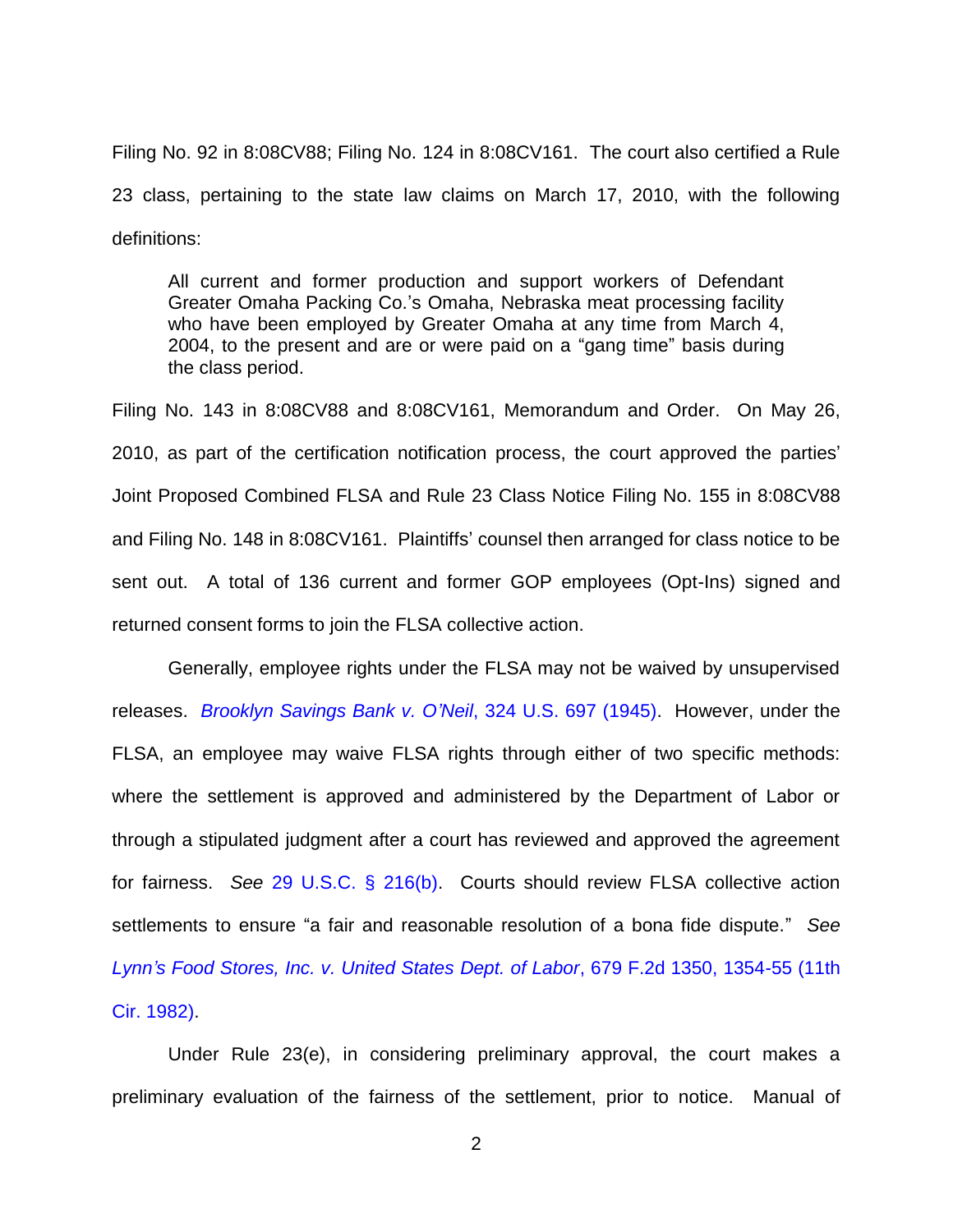Filing No. 92 in 8:08CV88; Filing No. 124 in 8:08CV161. The court also certified a Rule 23 class, pertaining to the state law claims on March 17, 2010, with the following definitions:

> All current and former production and support workers of Defendant Greater Omaha Packing Co.'s Omaha, Nebraska meat processing facility who have been employed by Greater Omaha at any time from March 4, 2004, to the present and are or were paid on a "gang time" basis during the class period.

Filing No. 143 in 8:08CV88 and 8:08CV161, Memorandum and Order. On May 26, 2010, as part of the certification notification process, the court approved the parties' Joint Proposed Combined FLSA and Rule 23 Class Notice Filing No. 155 in 8:08CV88 and Filing No. 148 in 8:08CV161. Plaintiffs' counsel then arranged for class notice to be sent out. A total of 136 current and former GOP employees (Opt-Ins) signed and returned consent forms to join the FLSA collective action.

Generally, employee rights under the FLSA may not be waived by unsupervised releases. *Brooklyn Savings Bank v. O'Neil*, 324 U.S. 697 (1945). However, under the FLSA, an employee may waive FLSA rights through either of two specific methods: where the settlement is approved and administered by the Department of Labor or through a stipulated judgment after a court has reviewed and approved the agreement for fairness. *See* 29 U.S.C. § 216(b). Courts should review FLSA collective action settlements to ensure "a fair and reasonable resolution of a bona fide dispute." *See Lynn's Food Stores, Inc. v. United States Dept. of Labor*, 679 F.2d 1350, 1354-55 (11th Cir. 1982).

Under Rule 23(e), in considering preliminary approval, the court makes a preliminary evaluation of the fairness of the settlement, prior to notice. Manual of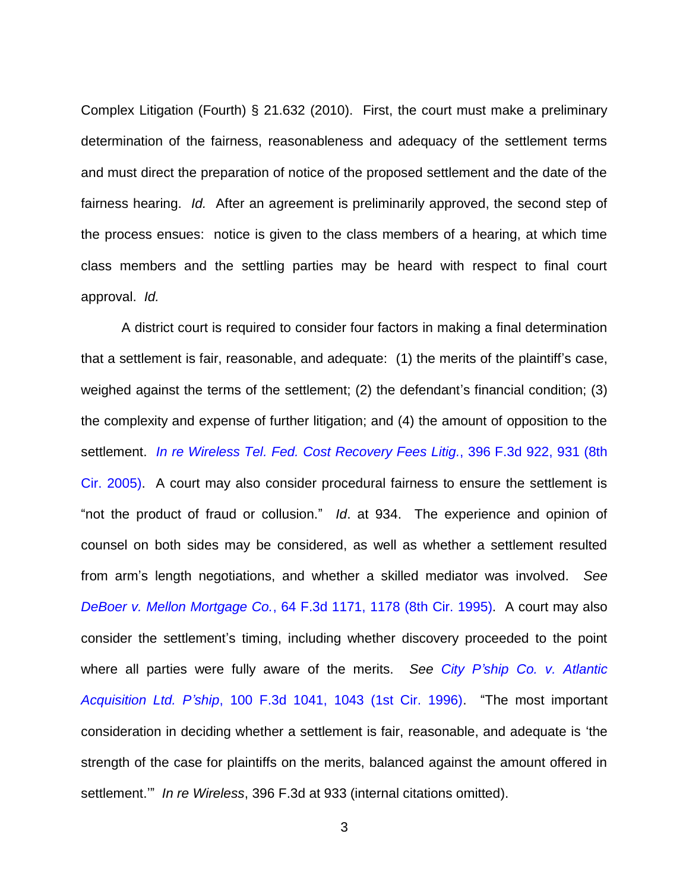Complex Litigation (Fourth) § 21.632 (2010). First, the court must make a preliminary determination of the fairness, reasonableness and adequacy of the settlement terms and must direct the preparation of notice of the proposed settlement and the date of the fairness hearing. *Id.* After an agreement is preliminarily approved, the second step of the process ensues: notice is given to the class members of a hearing, at which time class members and the settling parties may be heard with respect to final court approval. *Id.*

A district court is required to consider four factors in making a final determination that a settlement is fair, reasonable, and adequate: (1) the merits of the plaintiff's case, weighed against the terms of the settlement; (2) the defendant's financial condition; (3) the complexity and expense of further litigation; and (4) the amount of opposition to the settlement. *In re Wireless Tel. Fed. Cost Recovery Fees Litig.*, 396 F.3d 922, 931 (8th Cir. 2005). A court may also consider procedural fairness to ensure the settlement is "not the product of fraud or collusion." *Id*. at 934. The experience and opinion of counsel on both sides may be considered, as well as whether a settlement resulted from arm's length negotiations, and whether a skilled mediator was involved. *See DeBoer v. Mellon Mortgage Co.*, 64 F.3d 1171, 1178 (8th Cir. 1995). A court may also consider the settlement's timing, including whether discovery proceeded to the point where all parties were fully aware of the merits. *See City P'ship Co. v. Atlantic Acquisition Ltd. P'ship*, 100 F.3d 1041, 1043 (1st Cir. 1996). "The most important consideration in deciding whether a settlement is fair, reasonable, and adequate is 'the strength of the case for plaintiffs on the merits, balanced against the amount offered in settlement.'" *In re Wireless*, 396 F.3d at 933 (internal citations omitted).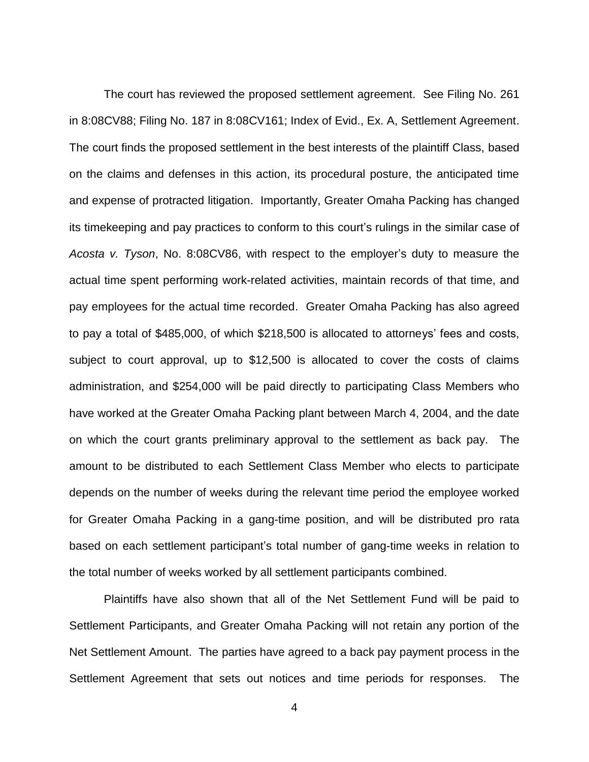The court has reviewed the proposed settlement agreement. See Filing No. 261 in 8:08CV88; Filing No. 187 in 8:08CV161; Index of Evid., Ex. A, Settlement Agreement. The court finds the proposed settlement in the best interests of the plaintiff Class, based on the claims and defenses in this action, its procedural posture, the anticipated time and expense of protracted litigation. Importantly, Greater Omaha Packing has changed its timekeeping and pay practices to conform to this court's rulings in the similar case of *Acosta v. Tyson*, No. 8:08CV86, with respect to the employer's duty to measure the actual time spent performing work-related activities, maintain records of that time, and pay employees for the actual time recorded. Greater Omaha Packing has also agreed to pay a total of $485,000, of which $218,500 is allocated to attorneys' fees and costs, subject to court approval, up to $12,500 is allocated to cover the costs of claims administration, and $254,000 will be paid directly to participating Class Members who have worked at the Greater Omaha Packing plant between March 4, 2004, and the date on which the court grants preliminary approval to the settlement as back pay. The amount to be distributed to each Settlement Class Member who elects to participate depends on the number of weeks during the relevant time period the employee worked for Greater Omaha Packing in a gang-time position, and will be distributed pro rata based on each settlement participant's total number of gang-time weeks in relation to the total number of weeks worked by all settlement participants combined.

Plaintiffs have also shown that all of the Net Settlement Fund will be paid to Settlement Participants, and Greater Omaha Packing will not retain any portion of the Net Settlement Amount. The parties have agreed to a back pay payment process in the Settlement Agreement that sets out notices and time periods for responses. The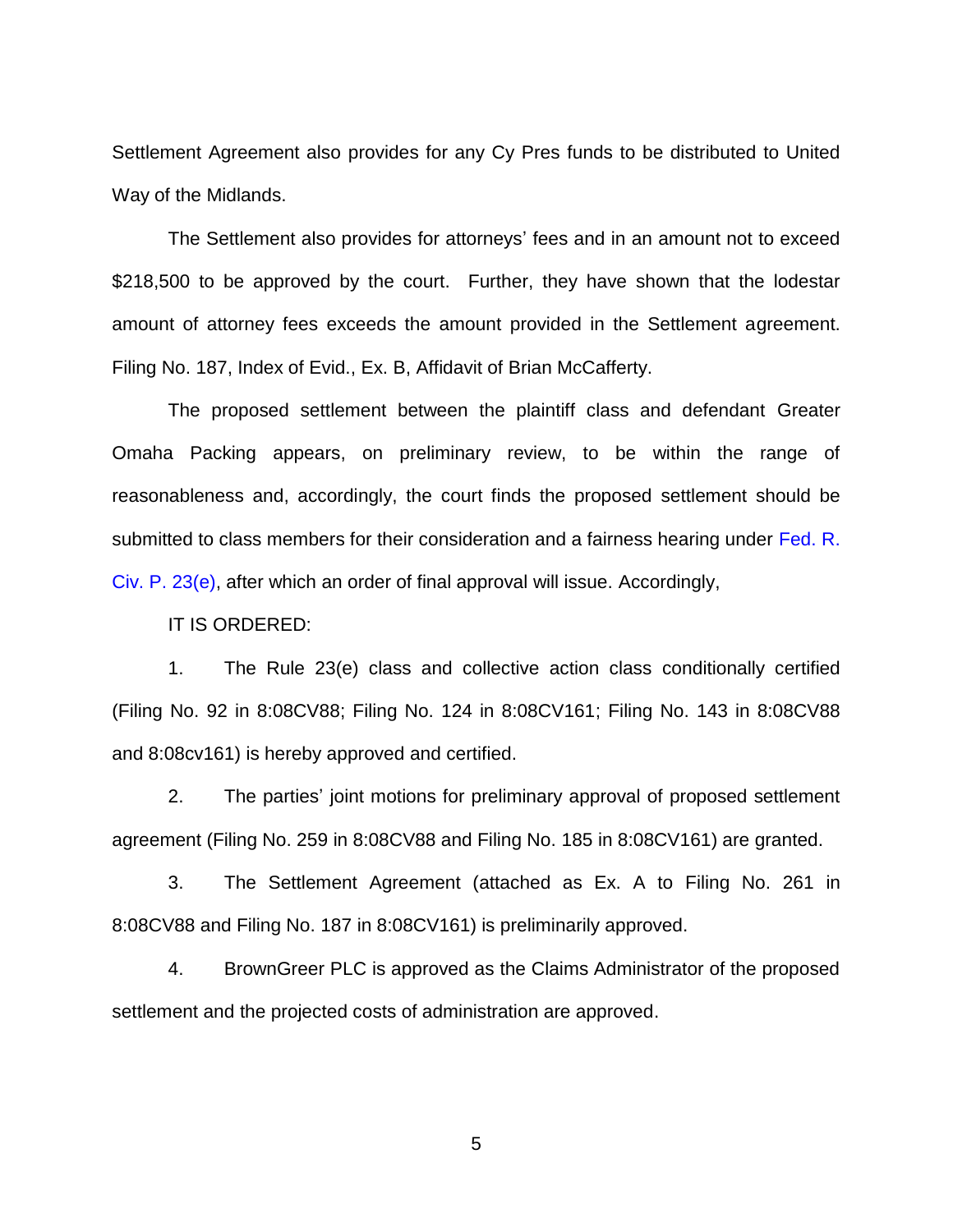Settlement Agreement also provides for any Cy Pres funds to be distributed to United Way of the Midlands.

The Settlement also provides for attorneys' fees and in an amount not to exceed $218,500 to be approved by the court. Further, they have shown that the lodestar amount of attorney fees exceeds the amount provided in the Settlement agreement. Filing No. 187, Index of Evid., Ex. B, Affidavit of Brian McCafferty.

The proposed settlement between the plaintiff class and defendant Greater Omaha Packing appears, on preliminary review, to be within the range of reasonableness and, accordingly, the court finds the proposed settlement should be submitted to class members for their consideration and a fairness hearing under Fed. R. Civ. P. 23(e), after which an order of final approval will issue. Accordingly,

IT IS ORDERED:

1. The Rule 23(e) class and collective action class conditionally certified (Filing No. 92 in 8:08CV88; Filing No. 124 in 8:08CV161; Filing No. 143 in 8:08CV88 and 8:08cv161) is hereby approved and certified.

2. The parties' joint motions for preliminary approval of proposed settlement agreement (Filing No. 259 in 8:08CV88 and Filing No. 185 in 8:08CV161) are granted.

3. The Settlement Agreement (attached as Ex. A to Filing No. 261 in 8:08CV88 and Filing No. 187 in 8:08CV161) is preliminarily approved.

4. BrownGreer PLC is approved as the Claims Administrator of the proposed settlement and the projected costs of administration are approved.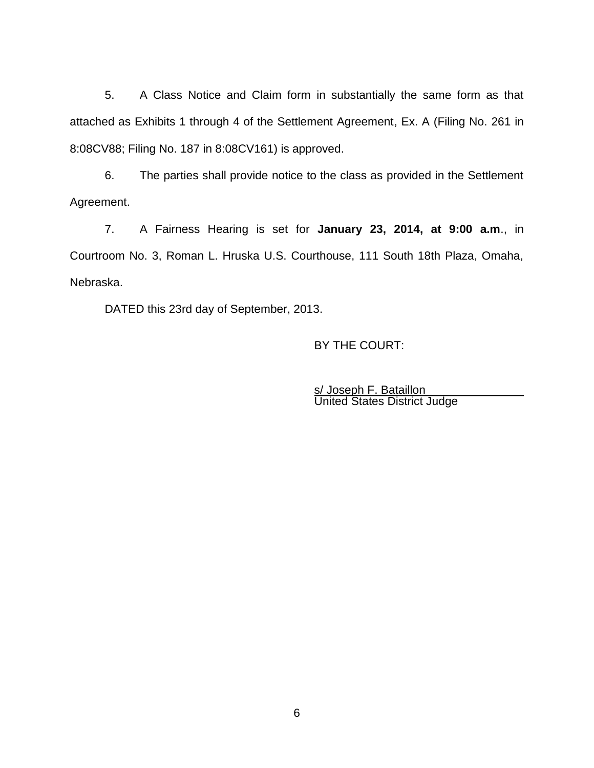5. A Class Notice and Claim form in substantially the same form as that attached as Exhibits 1 through 4 of the Settlement Agreement, Ex. A (Filing No. 261 in 8:08CV88; Filing No. 187 in 8:08CV161) is approved.

6. The parties shall provide notice to the class as provided in the Settlement Agreement.

7. A Fairness Hearing is set for **January 23, 2014, at 9:00 a.m**., in Courtroom No. 3, Roman L. Hruska U.S. Courthouse, 111 South 18th Plaza, Omaha, Nebraska.

DATED this 23rd day of September, 2013.

BY THE COURT:

s/ Joseph F. Bataillon
United States District Judge